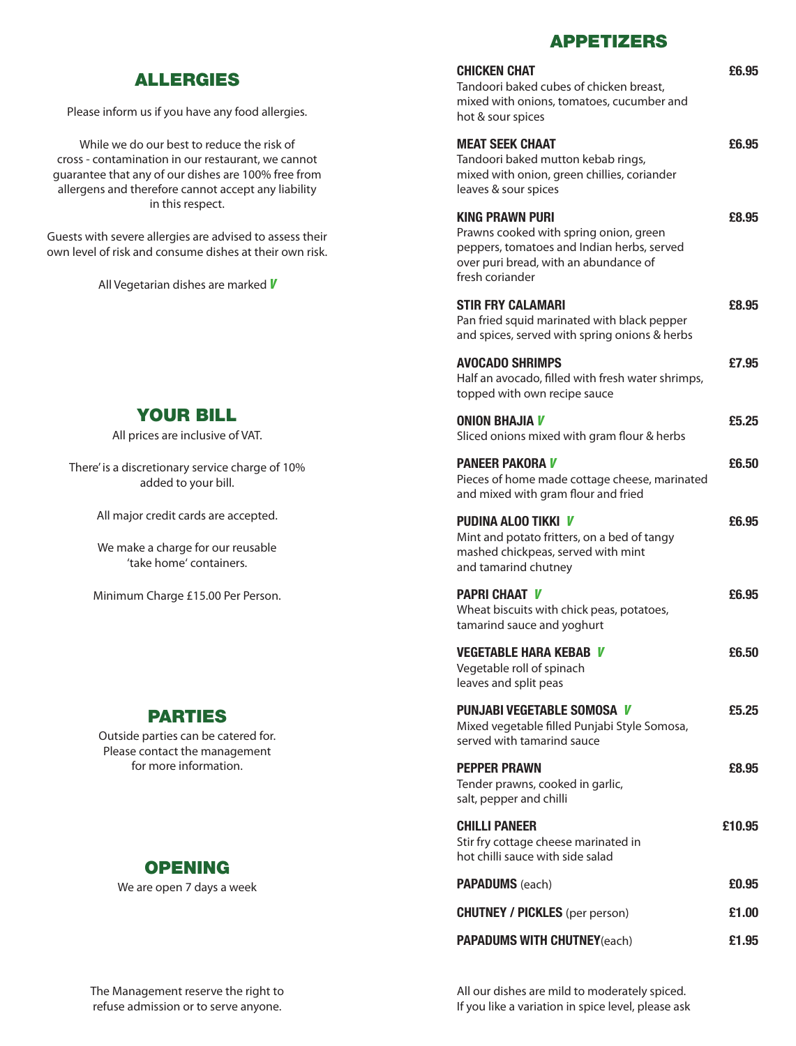## ALLERGIES

Please inform us if you have any food allergies.

While we do our best to reduce the risk of cross - contamination in our restaurant, we cannot guarantee that any of our dishes are 100% free from allergens and therefore cannot accept any liability in this respect.

Guests with severe allergies are advised to assess their own level of risk and consume dishes at their own risk.

All Vegetarian dishes are marked *V*

## YOUR BILL

All prices are inclusive of VAT.

There' is a discretionary service charge of 10% added to your bill.

All major credit cards are accepted.

We make a charge for our reusable 'take home' containers.

Minimum Charge £15.00 Per Person.

## PARTIES

Outside parties can be catered for. Please contact the management for more information.

## OPENING

We are open 7 days a week

The Management reserve the right to refuse admission or to serve anyone.

## APPETIZERS

**CHICKEN CHAT** — **£6.95**
Tandoori baked cubes of chicken breast, mixed with onions, tomatoes, cucumber and hot & sour spices

**MEAT SEEK CHAAT** — **£6.95**
Tandoori baked mutton kebab rings, mixed with onion, green chillies, coriander leaves & sour spices

**KING PRAWN PURI** — **£8.95**
Prawns cooked with spring onion, green peppers, tomatoes and Indian herbs, served over puri bread, with an abundance of fresh coriander

**STIR FRY CALAMARI** — **£8.95**
Pan fried squid marinated with black pepper and spices, served with spring onions & herbs

**AVOCADO SHRIMPS** — **£7.95**
Half an avocado, filled with fresh water shrimps, topped with own recipe sauce

**ONION BHAJIA** *V* — **£5.25**
Sliced onions mixed with gram flour & herbs

**PANEER PAKORA** *V* — **£6.50**
Pieces of home made cottage cheese, marinated and mixed with gram flour and fried

**PUDINA ALOO TIKKI** *V* — **£6.95**
Mint and potato fritters, on a bed of tangy mashed chickpeas, served with mint and tamarind chutney

**PAPRI CHAAT** *V* — **£6.95**
Wheat biscuits with chick peas, potatoes, tamarind sauce and yoghurt

**VEGETABLE HARA KEBAB** *V* — **£6.50**
Vegetable roll of spinach leaves and split peas

**PUNJABI VEGETABLE SOMOSA** *V* — **£5.25**
Mixed vegetable filled Punjabi Style Somosa, served with tamarind sauce

**PEPPER PRAWN** — **£8.95**
Tender prawns, cooked in garlic, salt, pepper and chilli

**CHILLI PANEER** — **£10.95**
Stir fry cottage cheese marinated in hot chilli sauce with side salad

**PAPADUMS** (each) — **£0.95**

**CHUTNEY / PICKLES** (per person) — **£1.00**

**PAPADUMS WITH CHUTNEY**(each) — **£1.95**

All our dishes are mild to moderately spiced. If you like a variation in spice level, please ask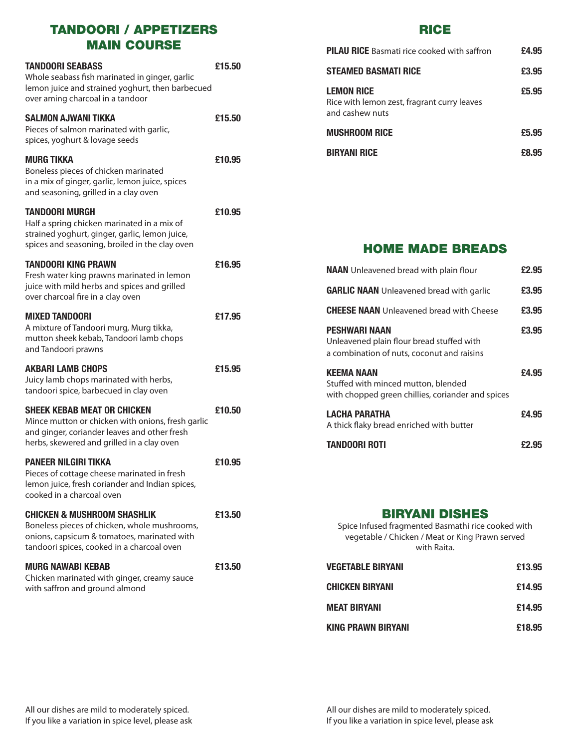## TANDOORI / APPETIZERS MAIN COURSE

**TANDOORI SEABASS** £15.50
Whole seabass fish marinated in ginger, garlic lemon juice and strained yoghurt, then barbecued over aming charcoal in a tandoor

**SALMON AJWANI TIKKA** £15.50
Pieces of salmon marinated with garlic, spices, yoghurt & lovage seeds

**MURG TIKKA** £10.95
Boneless pieces of chicken marinated in a mix of ginger, garlic, lemon juice, spices and seasoning, grilled in a clay oven

**TANDOORI MURGH** £10.95
Half a spring chicken marinated in a mix of strained yoghurt, ginger, garlic, lemon juice, spices and seasoning, broiled in the clay oven

**TANDOORI KING PRAWN** £16.95
Fresh water king prawns marinated in lemon juice with mild herbs and spices and grilled over charcoal fire in a clay oven

**MIXED TANDOORI** £17.95
A mixture of Tandoori murg, Murg tikka, mutton sheek kebab, Tandoori lamb chops and Tandoori prawns

**AKBARI LAMB CHOPS** £15.95
Juicy lamb chops marinated with herbs, tandoori spice, barbecued in clay oven

**SHEEK KEBAB MEAT OR CHICKEN** £10.50
Mince mutton or chicken with onions, fresh garlic and ginger, coriander leaves and other fresh herbs, skewered and grilled in a clay oven

**PANEER NILGIRI TIKKA** £10.95
Pieces of cottage cheese marinated in fresh lemon juice, fresh coriander and Indian spices, cooked in a charcoal oven

**CHICKEN & MUSHROOM SHASHLIK** £13.50
Boneless pieces of chicken, whole mushrooms, onions, capsicum & tomatoes, marinated with tandoori spices, cooked in a charcoal oven

**MURG NAWABI KEBAB** £13.50
Chicken marinated with ginger, creamy sauce with saffron and ground almond

All our dishes are mild to moderately spiced.
If you like a variation in spice level, please ask

## RICE

**PILAU RICE** Basmati rice cooked with saffron £4.95

**STEAMED BASMATI RICE** £3.95

**LEMON RICE** £5.95
Rice with lemon zest, fragrant curry leaves and cashew nuts

**MUSHROOM RICE** £5.95

**BIRYANI RICE** £8.95

## HOME MADE BREADS

**NAAN** Unleavened bread with plain flour £2.95

**GARLIC NAAN** Unleavened bread with garlic £3.95

**CHEESE NAAN** Unleavened bread with Cheese £3.95

**PESHWARI NAAN** £3.95
Unleavened plain flour bread stuffed with a combination of nuts, coconut and raisins

**KEEMA NAAN** £4.95
Stuffed with minced mutton, blended with chopped green chillies, coriander and spices

**LACHA PARATHA** £4.95
A thick flaky bread enriched with butter

**TANDOORI ROTI** £2.95

## BIRYANI DISHES

Spice Infused fragmented Basmathi rice cooked with vegetable / Chicken / Meat or King Prawn served with Raita.

**VEGETABLE BIRYANI** £13.95

**CHICKEN BIRYANI** £14.95

**MEAT BIRYANI** £14.95

**KING PRAWN BIRYANI** £18.95

All our dishes are mild to moderately spiced.
If you like a variation in spice level, please ask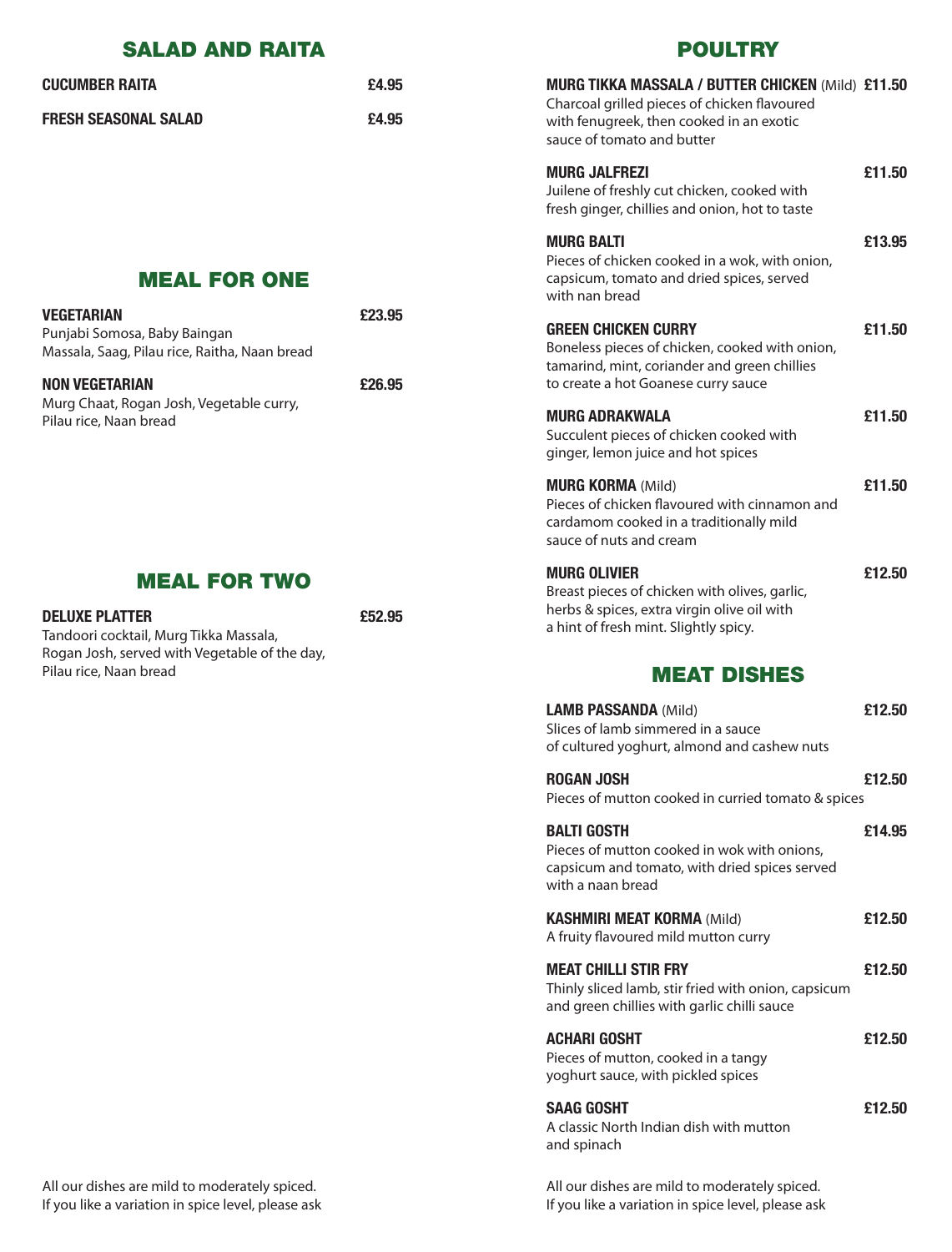## SALAD AND RAITA

**CUCUMBER RAITA** £4.95

**FRESH SEASONAL SALAD** £4.95

## MEAL FOR ONE

**VEGETARIAN** £23.95
Punjabi Somosa, Baby Baingan Massala, Saag, Pilau rice, Raitha, Naan bread

**NON VEGETARIAN** £26.95
Murg Chaat, Rogan Josh, Vegetable curry, Pilau rice, Naan bread

## MEAL FOR TWO

**DELUXE PLATTER** £52.95
Tandoori cocktail, Murg Tikka Massala, Rogan Josh, served with Vegetable of the day, Pilau rice, Naan bread

All our dishes are mild to moderately spiced.
If you like a variation in spice level, please ask

## POULTRY

**MURG TIKKA MASSALA / BUTTER CHICKEN** (Mild) £11.50
Charcoal grilled pieces of chicken flavoured with fenugreek, then cooked in an exotic sauce of tomato and butter

**MURG JALFREZI** £11.50
Juilene of freshly cut chicken, cooked with fresh ginger, chillies and onion, hot to taste

**MURG BALTI** £13.95
Pieces of chicken cooked in a wok, with onion, capsicum, tomato and dried spices, served with nan bread

**GREEN CHICKEN CURRY** £11.50
Boneless pieces of chicken, cooked with onion, tamarind, mint, coriander and green chillies to create a hot Goanese curry sauce

**MURG ADRAKWALA** £11.50
Succulent pieces of chicken cooked with ginger, lemon juice and hot spices

**MURG KORMA** (Mild) £11.50
Pieces of chicken flavoured with cinnamon and cardamom cooked in a traditionally mild sauce of nuts and cream

**MURG OLIVIER** £12.50
Breast pieces of chicken with olives, garlic, herbs & spices, extra virgin olive oil with a hint of fresh mint. Slightly spicy.

## MEAT DISHES

**LAMB PASSANDA** (Mild) £12.50
Slices of lamb simmered in a sauce of cultured yoghurt, almond and cashew nuts

**ROGAN JOSH** £12.50
Pieces of mutton cooked in curried tomato & spices

**BALTI GOSTH** £14.95
Pieces of mutton cooked in wok with onions, capsicum and tomato, with dried spices served with a naan bread

**KASHMIRI MEAT KORMA** (Mild) £12.50
A fruity flavoured mild mutton curry

**MEAT CHILLI STIR FRY** £12.50
Thinly sliced lamb, stir fried with onion, capsicum and green chillies with garlic chilli sauce

**ACHARI GOSHT** £12.50
Pieces of mutton, cooked in a tangy yoghurt sauce, with pickled spices

**SAAG GOSHT** £12.50
A classic North Indian dish with mutton and spinach

All our dishes are mild to moderately spiced.
If you like a variation in spice level, please ask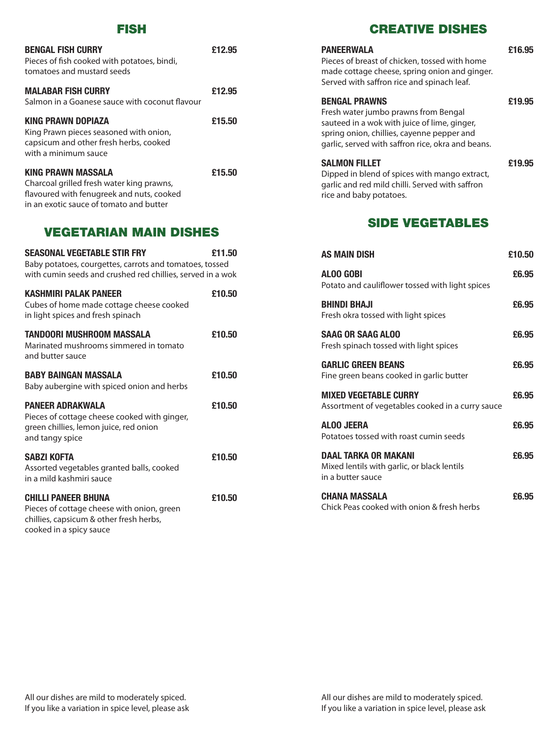## FISH

**BENGAL FISH CURRY** £12.95
Pieces of fish cooked with potatoes, bindi, tomatoes and mustard seeds

**MALABAR FISH CURRY** £12.95
Salmon in a Goanese sauce with coconut flavour

**KING PRAWN DOPIAZA** £15.50
King Prawn pieces seasoned with onion, capsicum and other fresh herbs, cooked with a minimum sauce

**KING PRAWN MASSALA** £15.50
Charcoal grilled fresh water king prawns, flavoured with fenugreek and nuts, cooked in an exotic sauce of tomato and butter

## VEGETARIAN MAIN DISHES

**SEASONAL VEGETABLE STIR FRY** £11.50
Baby potatoes, courgettes, carrots and tomatoes, tossed with cumin seeds and crushed red chillies, served in a wok

**KASHMIRI PALAK PANEER** £10.50
Cubes of home made cottage cheese cooked in light spices and fresh spinach

**TANDOORI MUSHROOM MASSALA** £10.50
Marinated mushrooms simmered in tomato and butter sauce

**BABY BAINGAN MASSALA** £10.50
Baby aubergine with spiced onion and herbs

**PANEER ADRAKWALA** £10.50
Pieces of cottage cheese cooked with ginger, green chillies, lemon juice, red onion and tangy spice

**SABZI KOFTA** £10.50
Assorted vegetables granted balls, cooked in a mild kashmiri sauce

**CHILLI PANEER BHUNA** £10.50
Pieces of cottage cheese with onion, green chillies, capsicum & other fresh herbs, cooked in a spicy sauce

All our dishes are mild to moderately spiced.
If you like a variation in spice level, please ask

## CREATIVE DISHES

**PANEERWALA** £16.95
Pieces of breast of chicken, tossed with home made cottage cheese, spring onion and ginger. Served with saffron rice and spinach leaf.

**BENGAL PRAWNS** £19.95
Fresh water jumbo prawns from Bengal sauteed in a wok with juice of lime, ginger, spring onion, chillies, cayenne pepper and garlic, served with saffron rice, okra and beans.

**SALMON FILLET** £19.95
Dipped in blend of spices with mango extract, garlic and red mild chilli. Served with saffron rice and baby potatoes.

## SIDE VEGETABLES

**AS MAIN DISH** £10.50

**ALOO GOBI** £6.95
Potato and cauliflower tossed with light spices

**BHINDI BHAJI** £6.95
Fresh okra tossed with light spices

**SAAG OR SAAG ALOO** £6.95
Fresh spinach tossed with light spices

**GARLIC GREEN BEANS** £6.95
Fine green beans cooked in garlic butter

**MIXED VEGETABLE CURRY** £6.95
Assortment of vegetables cooked in a curry sauce

**ALOO JEERA** £6.95
Potatoes tossed with roast cumin seeds

**DAAL TARKA OR MAKANI** £6.95
Mixed lentils with garlic, or black lentils in a butter sauce

**CHANA MASSALA** £6.95
Chick Peas cooked with onion & fresh herbs

All our dishes are mild to moderately spiced.
If you like a variation in spice level, please ask